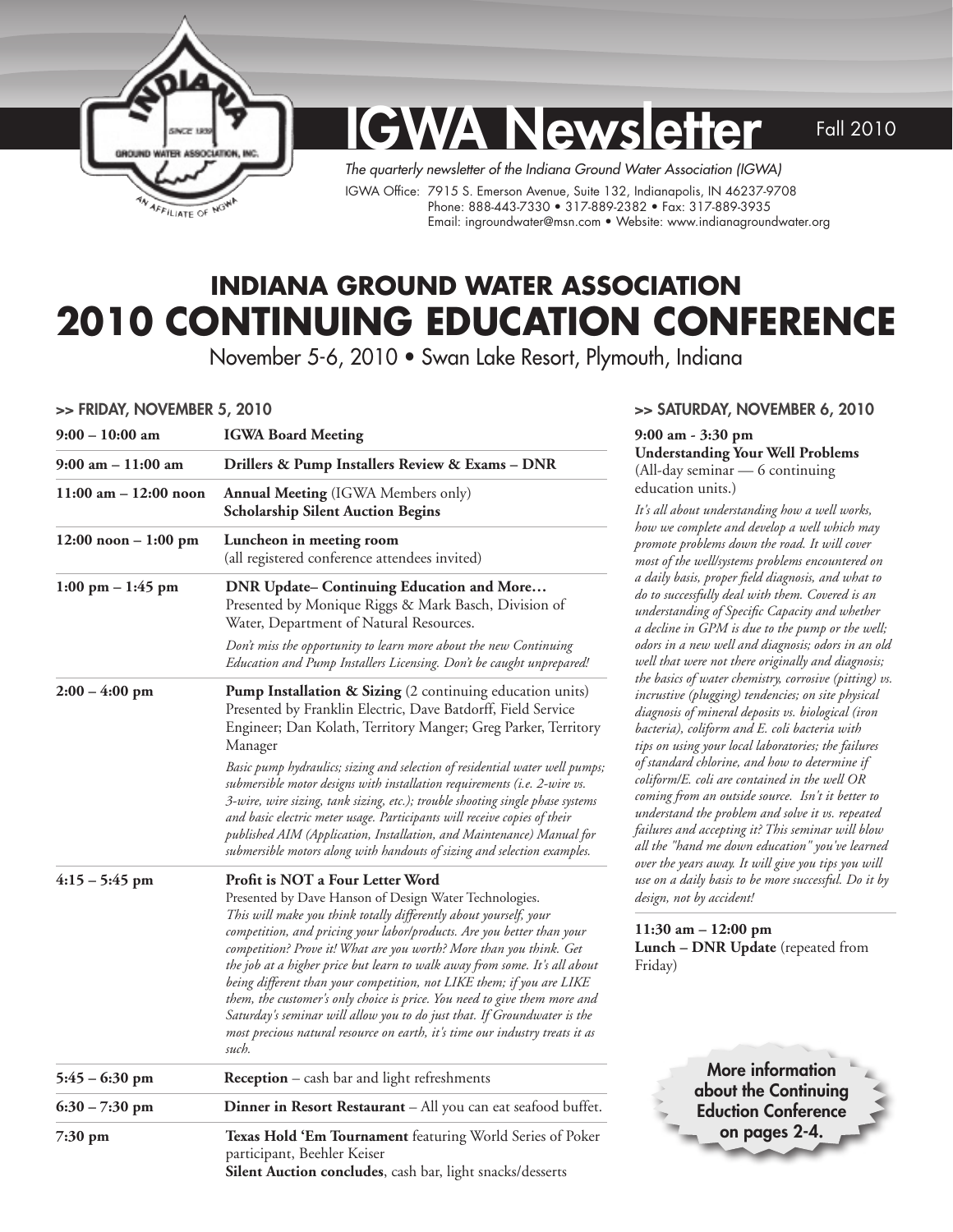# IGWA Newsletter

Fall 2010

*The quarterly newsletter of the Indiana Ground Water Association (IGWA)*

IGWA Office: 7915 S. Emerson Avenue, Suite 132, Indianapolis, IN 46237-9708
Phone: 888-443-7330 • 317-889-2382 • Fax: 317-889-3935
Email: ingroundwater@msn.com • Website: www.indianagroundwater.org

## INDIANA GROUND WATER ASSOCIATION
# 2010 CONTINUING EDUCATION CONFERENCE

November 5-6, 2010 • Swan Lake Resort, Plymouth, Indiana

### >> FRIDAY, NOVEMBER 5, 2010

**9:00 – 10:00 am** — **IGWA Board Meeting**

**9:00 am – 11:00 am** — **Drillers & Pump Installers Review & Exams – DNR**

**11:00 am – 12:00 noon** — **Annual Meeting** (IGWA Members only)
**Scholarship Silent Auction Begins**

**12:00 noon – 1:00 pm** — **Luncheon in meeting room**
(all registered conference attendees invited)

**1:00 pm – 1:45 pm** — **DNR Update– Continuing Education and More…**
Presented by Monique Riggs & Mark Basch, Division of Water, Department of Natural Resources.

*Don't miss the opportunity to learn more about the new Continuing Education and Pump Installers Licensing. Don't be caught unprepared!*

**2:00 – 4:00 pm** — **Pump Installation & Sizing** (2 continuing education units)
Presented by Franklin Electric, Dave Batdorff, Field Service Engineer; Dan Kolath, Territory Manger; Greg Parker, Territory Manager

*Basic pump hydraulics; sizing and selection of residential water well pumps; submersible motor designs with installation requirements (i.e. 2-wire vs. 3-wire, wire sizing, tank sizing, etc.); trouble shooting single phase systems and basic electric meter usage. Participants will receive copies of their published AIM (Application, Installation, and Maintenance) Manual for submersible motors along with handouts of sizing and selection examples.*

**4:15 – 5:45 pm** — **Profit is NOT a Four Letter Word**
Presented by Dave Hanson of Design Water Technologies.
*This will make you think totally differently about yourself, your competition, and pricing your labor/products. Are you better than your competition? Prove it! What are you worth? More than you think. Get the job at a higher price but learn to walk away from some. It's all about being different than your competition, not LIKE them; if you are LIKE them, the customer's only choice is price. You need to give them more and Saturday's seminar will allow you to do just that. If Groundwater is the most precious natural resource on earth, it's time our industry treats it as such.*

**5:45 – 6:30 pm** — **Reception** – cash bar and light refreshments

**6:30 – 7:30 pm** — **Dinner in Resort Restaurant** – All you can eat seafood buffet.

**7:30 pm** — **Texas Hold 'Em Tournament** featuring World Series of Poker participant, Beehler Keiser
**Silent Auction concludes**, cash bar, light snacks/desserts

### >> SATURDAY, NOVEMBER 6, 2010

**9:00 am - 3:30 pm**
**Understanding Your Well Problems**
(All-day seminar — 6 continuing education units.)

*It's all about understanding how a well works, how we complete and develop a well which may promote problems down the road. It will cover most of the well/systems problems encountered on a daily basis, proper field diagnosis, and what to do to successfully deal with them. Covered is an understanding of Specific Capacity and whether a decline in GPM is due to the pump or the well; odors in a new well and diagnosis; odors in an old well that were not there originally and diagnosis; the basics of water chemistry, corrosive (pitting) vs. incrustive (plugging) tendencies; on site physical diagnosis of mineral deposits vs. biological (iron bacteria), coliform and E. coli bacteria with tips on using your local laboratories; the failures of standard chlorine, and how to determine if coliform/E. coli are contained in the well OR coming from an outside source. Isn't it better to understand the problem and solve it vs. repeated failures and accepting it? This seminar will blow all the "hand me down education" you've learned over the years away. It will give you tips you will use on a daily basis to be more successful. Do it by design, not by accident!*

**11:30 am – 12:00 pm**
**Lunch – DNR Update** (repeated from Friday)

**More information about the Continuing Eduction Conference on pages 2-4.**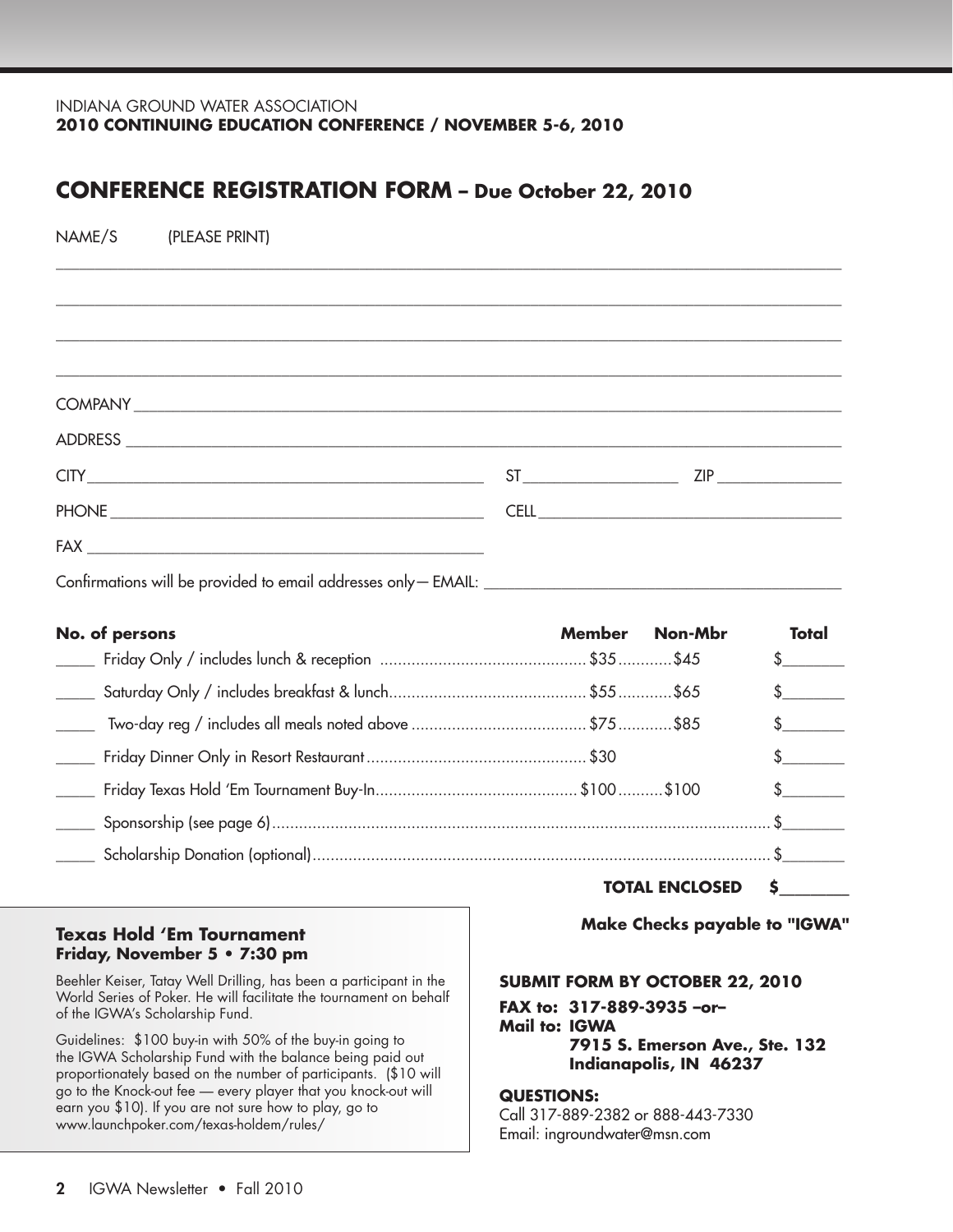INDIANA GROUND WATER ASSOCIATION
**2010 CONTINUING EDUCATION CONFERENCE / NOVEMBER 5-6, 2010**

# CONFERENCE REGISTRATION FORM – Due October 22, 2010

NAME/S (PLEASE PRINT)

_______________________________________________

_______________________________________________

_______________________________________________

_______________________________________________

COMPANY _______________________________________________

ADDRESS _______________________________________________

CITY ______________________ ST ____________ ZIP ____________

PHONE ______________________ CELL ______________________

FAX ______________________

Confirmations will be provided to email addresses only— EMAIL: ______________________

| No. of persons | | Member | Non-Mbr | Total |
|---|---|---|---|---|
| _____ | Friday Only / includes lunch & reception | $35 | $45 | $_______ |
| _____ | Saturday Only / includes breakfast & lunch | $55 | $65 | $_______ |
| _____ | Two-day reg / includes all meals noted above | $75 | $85 | $_______ |
| _____ | Friday Dinner Only in Resort Restaurant | $30 | | $_______ |
| _____ | Friday Texas Hold 'Em Tournament Buy-In | $100 | $100 | $_______ |
| _____ | Sponsorship (see page 6) | | | $_______ |
| _____ | Scholarship Donation (optional) | | | $_______ |
| | | | **TOTAL ENCLOSED** | **$_______** |

**Make Checks payable to "IGWA"**

### Texas Hold 'Em Tournament
**Friday, November 5 • 7:30 pm**

Beehler Keiser, Tatay Well Drilling, has been a participant in the World Series of Poker. He will facilitate the tournament on behalf of the IGWA's Scholarship Fund.

Guidelines: $100 buy-in with 50% of the buy-in going to the IGWA Scholarship Fund with the balance being paid out proportionately based on the number of participants. ($10 will go to the Knock-out fee — every player that you knock-out will earn you $10). If you are not sure how to play, go to www.launchpoker.com/texas-holdem/rules/

**SUBMIT FORM BY OCTOBER 22, 2010**

**FAX to: 317-889-3935 –or–**
**Mail to: IGWA**
**7915 S. Emerson Ave., Ste. 132**
**Indianapolis, IN 46237**

**QUESTIONS:**
Call 317-889-2382 or 888-443-7330
Email: ingroundwater@msn.com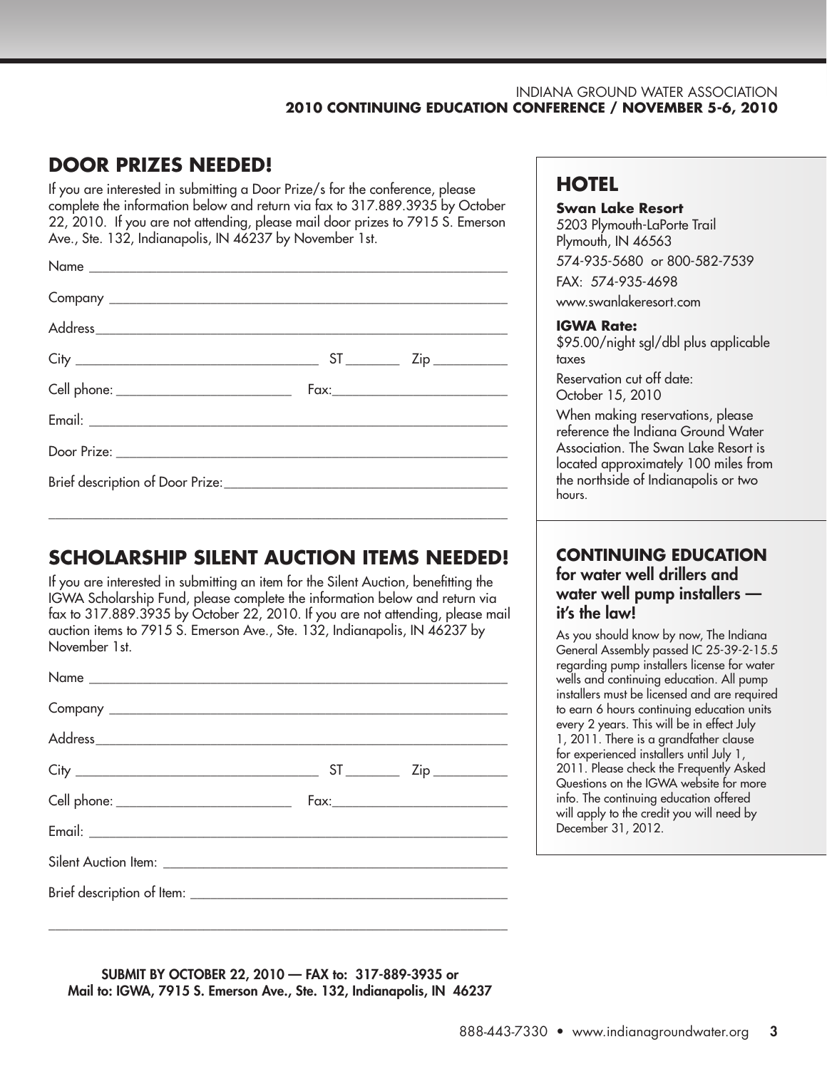## DOOR PRIZES NEEDED!

If you are interested in submitting a Door Prize/s for the conference, please complete the information below and return via fax to 317.889.3935 by October 22, 2010. If you are not attending, please mail door prizes to 7915 S. Emerson Ave., Ste. 132, Indianapolis, IN 46237 by November 1st.

Name ______________________________________________

Company ______________________________________________

Address______________________________________________

City ______________________ ST ________ Zip __________

Cell phone: ______________________ Fax:______________________

Email: ______________________________________________

Door Prize: ______________________________________________

Brief description of Door Prize:______________________________________________

______________________________________________

## SCHOLARSHIP SILENT AUCTION ITEMS NEEDED!

If you are interested in submitting an item for the Silent Auction, benefitting the IGWA Scholarship Fund, please complete the information below and return via fax to 317.889.3935 by October 22, 2010. If you are not attending, please mail auction items to 7915 S. Emerson Ave., Ste. 132, Indianapolis, IN 46237 by November 1st.

Name ______________________________________________

Company ______________________________________________

Address______________________________________________

City ______________________ ST ________ Zip __________

Cell phone: ______________________ Fax:______________________

Email: ______________________________________________

Silent Auction Item: ______________________________________________

Brief description of Item: ______________________________________________

______________________________________________

**SUBMIT BY OCTOBER 22, 2010 — FAX to: 317-889-3935 or Mail to: IGWA, 7915 S. Emerson Ave., Ste. 132, Indianapolis, IN 46237**

## HOTEL

**Swan Lake Resort**
5203 Plymouth-LaPorte Trail
Plymouth, IN 46563
574-935-5680 or 800-582-7539
FAX: 574-935-4698
www.swanlakeresort.com

**IGWA Rate:**
$95.00/night sgl/dbl plus applicable taxes

Reservation cut off date:
October 15, 2010

When making reservations, please reference the Indiana Ground Water Association. The Swan Lake Resort is located approximately 100 miles from the northside of Indianapolis or two hours.

## CONTINUING EDUCATION for water well drillers and water well pump installers — it's the law!

As you should know by now, The Indiana General Assembly passed IC 25-39-2-15.5 regarding pump installers license for water wells and continuing education. All pump installers must be licensed and are required to earn 6 hours continuing education units every 2 years. This will be in effect July 1, 2011. There is a grandfather clause for experienced installers until July 1, 2011. Please check the Frequently Asked Questions on the IGWA website for more info. The continuing education offered will apply to the credit you will need by December 31, 2012.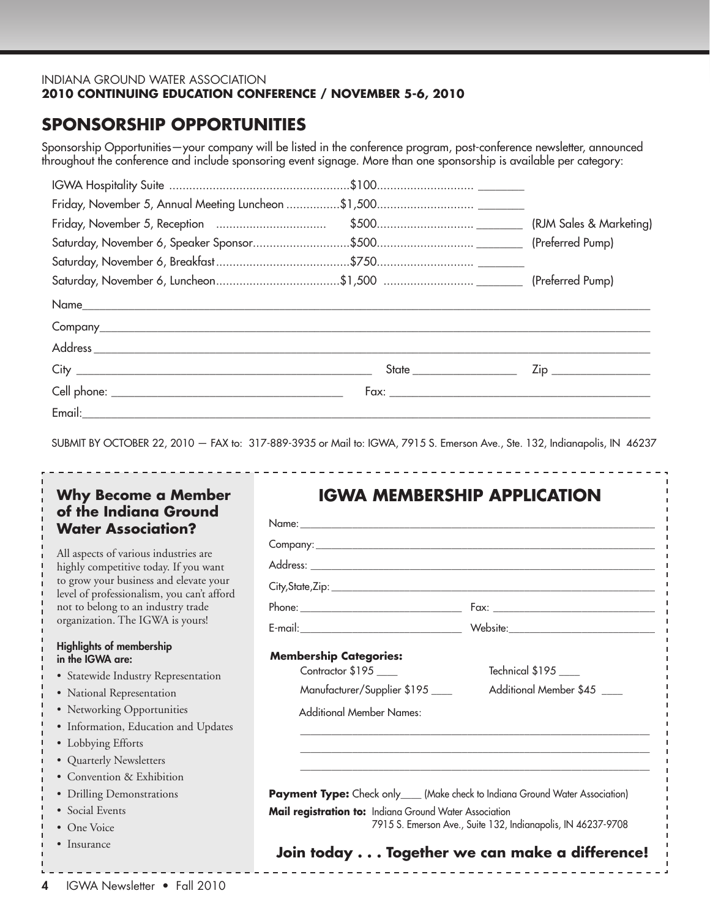INDIANA GROUND WATER ASSOCIATION
**2010 CONTINUING EDUCATION CONFERENCE / NOVEMBER 5-6, 2010**

## SPONSORSHIP OPPORTUNITIES

Sponsorship Opportunities—your company will be listed in the conference program, post-conference newsletter, announced throughout the conference and include sponsoring event signage. More than one sponsorship is available per category:

| Event | Amount | | Sponsor |
|---|---|---|---|
| IGWA Hospitality Suite | $100 | ________ | |
| Friday, November 5, Annual Meeting Luncheon | $1,500 | ________ | |
| Friday, November 5, Reception | $500 | ________ | (RJM Sales & Marketing) |
| Saturday, November 6, Speaker Sponsor | $500 | ________ | (Preferred Pump) |
| Saturday, November 6, Breakfast | $750 | ________ | |
| Saturday, November 6, Luncheon | $1,500 | ________ | (Preferred Pump) |

Name______________________________________________

Company___________________________________________

Address____________________________________________

City ______________________ State ____________ Zip ____________

Cell phone: ______________________ Fax: ______________________

Email:_____________________________________________

SUBMIT BY OCTOBER 22, 2010 — FAX to: 317-889-3935 or Mail to: IGWA, 7915 S. Emerson Ave., Ste. 132, Indianapolis, IN 46237

### Why Become a Member of the Indiana Ground Water Association?

All aspects of various industries are highly competitive today. If you want to grow your business and elevate your level of professionalism, you can't afford not to belong to an industry trade organization. The IGWA is yours!

**Highlights of membership in the IGWA are:**

- Statewide Industry Representation
- National Representation
- Networking Opportunities
- Information, Education and Updates
- Lobbying Efforts
- Quarterly Newsletters
- Convention & Exhibition
- Drilling Demonstrations
- Social Events
- One Voice
- Insurance

## IGWA MEMBERSHIP APPLICATION

Name:_____________________________________________

Company:__________________________________________

Address:___________________________________________

City,State,Zip:_______________________________________

Phone:______________________ Fax:______________________

E-mail:______________________ Website:___________________

**Membership Categories:**

Contractor $195 ____ Technical $195 ____

Manufacturer/Supplier $195 ____ Additional Member $45 ____

Additional Member Names:

___________________________________________________

___________________________________________________

___________________________________________________

**Payment Type:** Check only____ (Make check to Indiana Ground Water Association)

**Mail registration to:** Indiana Ground Water Association
7915 S. Emerson Ave., Suite 132, Indianapolis, IN 46237-9708

**Join today . . . Together we can make a difference!**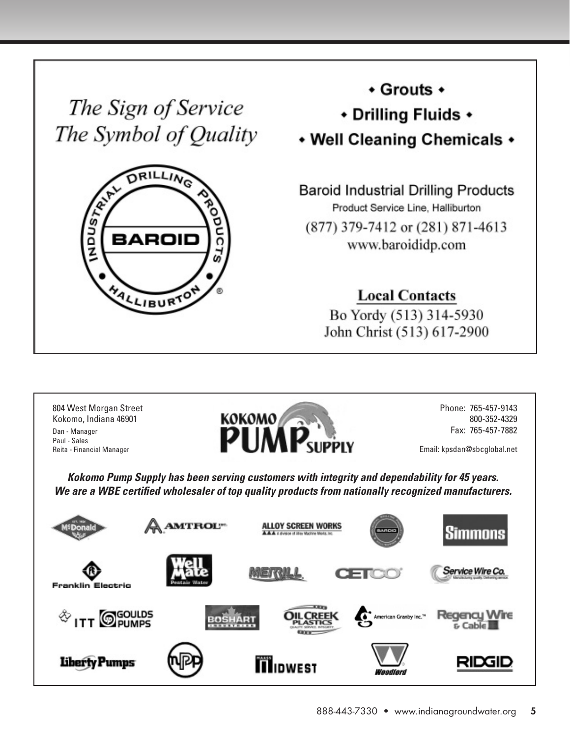*The Sign of Service*
*The Symbol of Quality*

INDUSTRIAL DRILLING PRODUCTS
BAROID
HALLIBURTON ®

- Grouts •
- Drilling Fluids •
- Well Cleaning Chemicals •

Baroid Industrial Drilling Products

Product Service Line, Halliburton

(877) 379-7412 or (281) 871-4613

www.barodidp.com

**Local Contacts**

Bo Yordy (513) 314-5930

John Christ (513) 617-2900

---

804 West Morgan Street
Kokomo, Indiana 46901
Dan - Manager
Paul - Sales
Reita - Financial Manager

**KOKOMO PUMP SUPPLY**

Phone: 765-457-9143
800-352-4329
Fax: 765-457-7882

Email: kpsdan@sbcglobal.net

***Kokomo Pump Supply has been serving customers with integrity and dependability for 45 years. We are a WBE certified wholesaler of top quality products from nationally recognized manufacturers.***

McDonald · AMTROL · ALLOY SCREEN WORKS · BAROID · Simmons · Franklin Electric · Well Mate · MERRILL · CETCO · Service Wire Co. · ITT GOULDS PUMPS · BOSHART · OIL CREEK PLASTICS · American Granby Inc. · Regency Wire & Cable · Liberty Pumps · NPP · MIDWEST · Woodford · RIDGID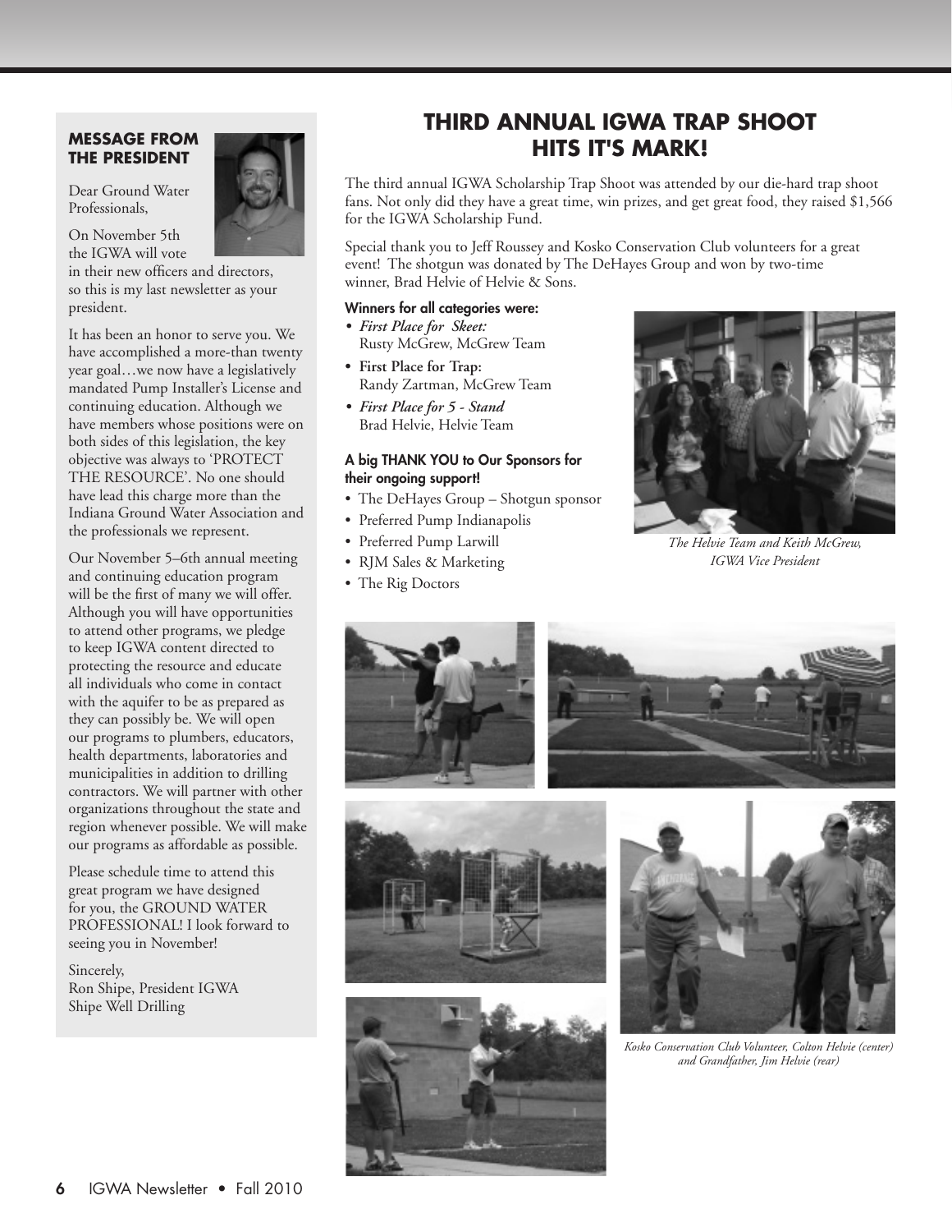## MESSAGE FROM THE PRESIDENT

Dear Ground Water Professionals,

On November 5th the IGWA will vote in their new officers and directors, so this is my last newsletter as your president.

It has been an honor to serve you. We have accomplished a more-than twenty year goal…we now have a legislatively mandated Pump Installer's License and continuing education. Although we have members whose positions were on both sides of this legislation, the key objective was always to 'PROTECT THE RESOURCE'. No one should have lead this charge more than the Indiana Ground Water Association and the professionals we represent.

Our November 5–6th annual meeting and continuing education program will be the first of many we will offer. Although you will have opportunities to attend other programs, we pledge to keep IGWA content directed to protecting the resource and educate all individuals who come in contact with the aquifer to be as prepared as they can possibly be. We will open our programs to plumbers, educators, health departments, laboratories and municipalities in addition to drilling contractors. We will partner with other organizations throughout the state and region whenever possible. We will make our programs as affordable as possible.

Please schedule time to attend this great program we have designed for you, the GROUND WATER PROFESSIONAL! I look forward to seeing you in November!

Sincerely,
Ron Shipe, President IGWA
Shipe Well Drilling

# THIRD ANNUAL IGWA TRAP SHOOT HITS IT'S MARK!

The third annual IGWA Scholarship Trap Shoot was attended by our die-hard trap shoot fans. Not only did they have a great time, win prizes, and get great food, they raised $1,566 for the IGWA Scholarship Fund.

Special thank you to Jeff Roussey and Kosko Conservation Club volunteers for a great event! The shotgun was donated by The DeHayes Group and won by two-time winner, Brad Helvie of Helvie & Sons.

**Winners for all categories were:**

- ***First Place for Skeet:***
  Rusty McGrew, McGrew Team
- **First Place for Trap:**
  Randy Zartman, McGrew Team
- ***First Place for 5 - Stand***
  Brad Helvie, Helvie Team

**A big THANK YOU to Our Sponsors for their ongoing support!**

- The DeHayes Group – Shotgun sponsor
- Preferred Pump Indianapolis
- Preferred Pump Larwill
- RJM Sales & Marketing
- The Rig Doctors

*The Helvie Team and Keith McGrew, IGWA Vice President*

*Kosko Conservation Club Volunteer, Colton Helvie (center) and Grandfather, Jim Helvie (rear)*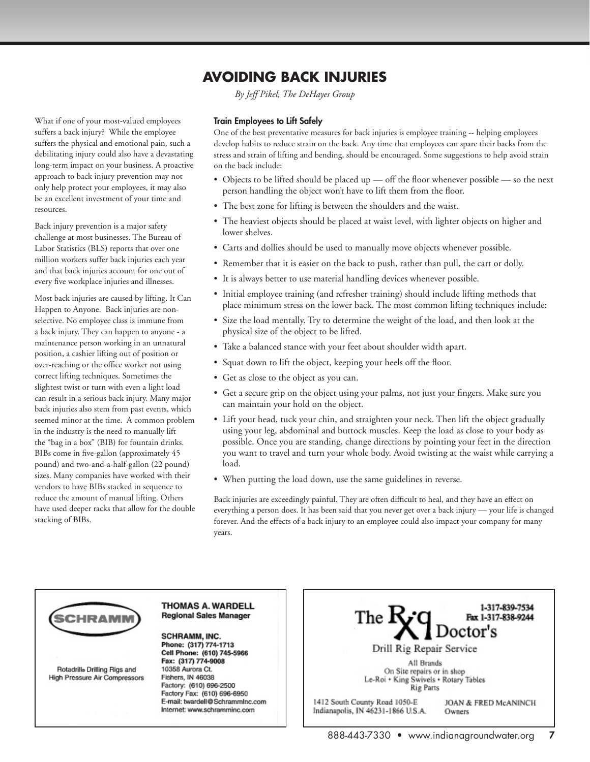# AVOIDING BACK INJURIES

*By Jeff Pikel, The DeHayes Group*

What if one of your most-valued employees suffers a back injury? While the employee suffers the physical and emotional pain, such a debilitating injury could also have a devastating long-term impact on your business. A proactive approach to back injury prevention may not only help protect your employees, it may also be an excellent investment of your time and resources.

Back injury prevention is a major safety challenge at most businesses. The Bureau of Labor Statistics (BLS) reports that over one million workers suffer back injuries each year and that back injuries account for one out of every five workplace injuries and illnesses.

Most back injuries are caused by lifting. It Can Happen to Anyone. Back injuries are non-selective. No employee class is immune from a back injury. They can happen to anyone - a maintenance person working in an unnatural position, a cashier lifting out of position or over-reaching or the office worker not using correct lifting techniques. Sometimes the slightest twist or turn with even a light load can result in a serious back injury. Many major back injuries also stem from past events, which seemed minor at the time. A common problem in the industry is the need to manually lift the "bag in a box" (BIB) for fountain drinks. BIBs come in five-gallon (approximately 45 pound) and two-and-a-half-gallon (22 pound) sizes. Many companies have worked with their vendors to have BIBs stacked in sequence to reduce the amount of manual lifting. Others have used deeper racks that allow for the double stacking of BIBs.

### Train Employees to Lift Safely

One of the best preventative measures for back injuries is employee training -- helping employees develop habits to reduce strain on the back. Any time that employees can spare their backs from the stress and strain of lifting and bending, should be encouraged. Some suggestions to help avoid strain on the back include:

- Objects to be lifted should be placed up — off the floor whenever possible — so the next person handling the object won't have to lift them from the floor.
- The best zone for lifting is between the shoulders and the waist.
- The heaviest objects should be placed at waist level, with lighter objects on higher and lower shelves.
- Carts and dollies should be used to manually move objects whenever possible.
- Remember that it is easier on the back to push, rather than pull, the cart or dolly.
- It is always better to use material handling devices whenever possible.
- Initial employee training (and refresher training) should include lifting methods that place minimum stress on the lower back. The most common lifting techniques include:
- Size the load mentally. Try to determine the weight of the load, and then look at the physical size of the object to be lifted.
- Take a balanced stance with your feet about shoulder width apart.
- Squat down to lift the object, keeping your heels off the floor.
- Get as close to the object as you can.
- Get a secure grip on the object using your palms, not just your fingers. Make sure you can maintain your hold on the object.
- Lift your head, tuck your chin, and straighten your neck. Then lift the object gradually using your leg, abdominal and buttock muscles. Keep the load as close to your body as possible. Once you are standing, change directions by pointing your feet in the direction you want to travel and turn your whole body. Avoid twisting at the waist while carrying a load.
- When putting the load down, use the same guidelines in reverse.

Back injuries are exceedingly painful. They are often difficult to heal, and they have an effect on everything a person does. It has been said that you never get over a back injury — your life is changed forever. And the effects of a back injury to an employee could also impact your company for many years.

---

**SCHRAMM**

Rotadrill® Drilling Rigs and High Pressure Air Compressors

**THOMAS A. WARDELL**
**Regional Sales Manager**

**SCHRAMM, INC.**
Phone: (317) 774-1713
Cell Phone: (610) 745-5966
Fax: (317) 774-9008
10358 Amora Ct.
Fishers, IN 46038
Factory: (610) 696-2500
Factory Fax: (610) 696-6950
E-mail: twardell@Schramminc.com
Internet: www.schramminc.com

---

**The Rig Doctor's**

1-317-839-7534
Fax 1-317-838-9244

Drill Rig Repair Service

All Brands
On Site repairs or in shop
Le-Roi • King Swivels • Rotary Tables
Rig Parts

1412 South County Road 1050-E
Indianapolis, IN 46231-1866 U.S.A.

JOAN & FRED McANINCH
Owners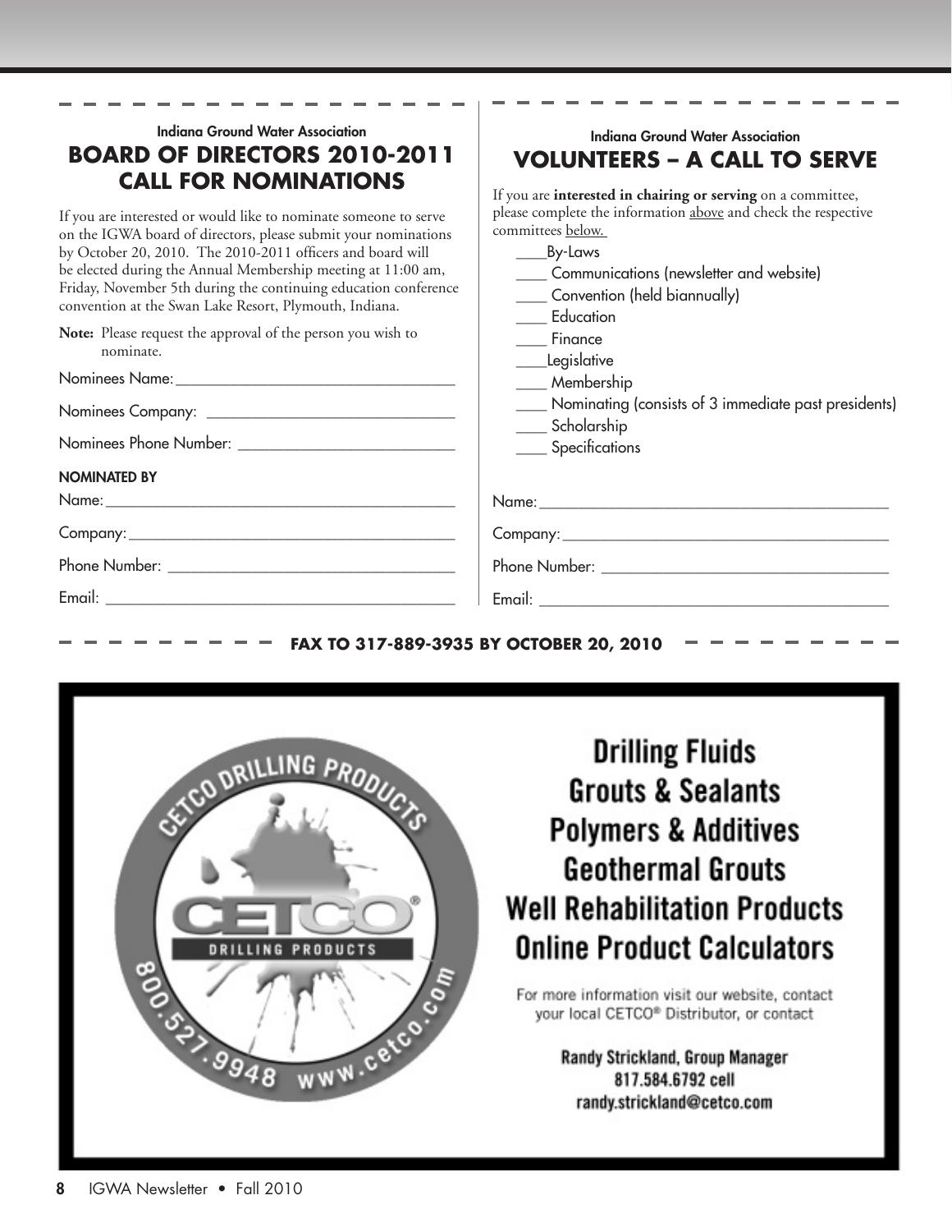Indiana Ground Water Association

## BOARD OF DIRECTORS 2010-2011 CALL FOR NOMINATIONS

If you are interested or would like to nominate someone to serve on the IGWA board of directors, please submit your nominations by October 20, 2010. The 2010-2011 officers and board will be elected during the Annual Membership meeting at 11:00 am, Friday, November 5th during the continuing education conference convention at the Swan Lake Resort, Plymouth, Indiana.

**Note:** Please request the approval of the person you wish to nominate.

Nominees Name: ___________________________________

Nominees Company: ________________________________

Nominees Phone Number: ____________________________

**NOMINATED BY**

Name: _____________________________________________

Company: __________________________________________

Phone Number: ______________________________________

Email: _____________________________________________

Indiana Ground Water Association

## VOLUNTEERS – A CALL TO SERVE

If you are **interested in chairing or serving** on a committee, please complete the information above and check the respective committees below.

- ____By-Laws
- ____ Communications (newsletter and website)
- ____ Convention (held biannually)
- ____ Education
- ____ Finance
- ____Legislative
- ____ Membership
- ____ Nominating (consists of 3 immediate past presidents)
- ____ Scholarship
- ____ Specifications

Name: _____________________________________________

Company: __________________________________________

Phone Number: ______________________________________

Email: _____________________________________________

**FAX TO 317-889-3935 BY OCTOBER 20, 2010**

CETCO DRILLING PRODUCTS

CETCO® DRILLING PRODUCTS

800.527.9948 www.cetco.com

**Drilling Fluids**
**Grouts & Sealants**
**Polymers & Additives**
**Geothermal Grouts**
**Well Rehabilitation Products**
**Online Product Calculators**

For more information visit our website, contact your local CETCO® Distributor, or contact

**Randy Strickland, Group Manager**
**817.584.6792 cell**
**randy.strickland@cetco.com**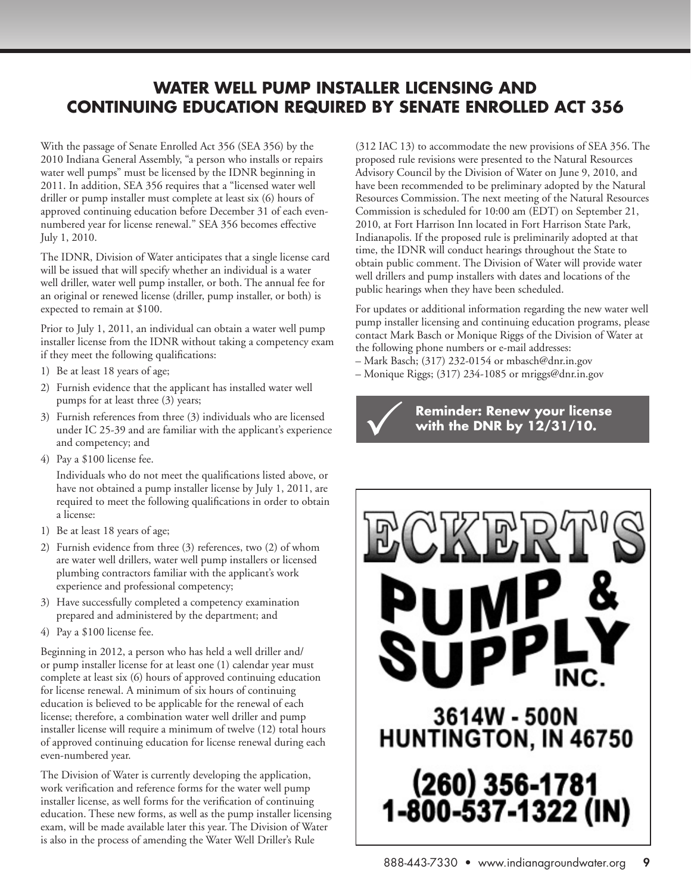# WATER WELL PUMP INSTALLER LICENSING AND CONTINUING EDUCATION REQUIRED BY SENATE ENROLLED ACT 356

With the passage of Senate Enrolled Act 356 (SEA 356) by the 2010 Indiana General Assembly, "a person who installs or repairs water well pumps" must be licensed by the IDNR beginning in 2011. In addition, SEA 356 requires that a "licensed water well driller or pump installer must complete at least six (6) hours of approved continuing education before December 31 of each even-numbered year for license renewal." SEA 356 becomes effective July 1, 2010.

The IDNR, Division of Water anticipates that a single license card will be issued that will specify whether an individual is a water well driller, water well pump installer, or both. The annual fee for an original or renewed license (driller, pump installer, or both) is expected to remain at $100.

Prior to July 1, 2011, an individual can obtain a water well pump installer license from the IDNR without taking a competency exam if they meet the following qualifications:

1) Be at least 18 years of age;
2) Furnish evidence that the applicant has installed water well pumps for at least three (3) years;
3) Furnish references from three (3) individuals who are licensed under IC 25-39 and are familiar with the applicant's experience and competency; and
4) Pay a $100 license fee.

Individuals who do not meet the qualifications listed above, or have not obtained a pump installer license by July 1, 2011, are required to meet the following qualifications in order to obtain a license:

1) Be at least 18 years of age;
2) Furnish evidence from three (3) references, two (2) of whom are water well drillers, water well pump installers or licensed plumbing contractors familiar with the applicant's work experience and professional competency;
3) Have successfully completed a competency examination prepared and administered by the department; and
4) Pay a $100 license fee.

Beginning in 2012, a person who has held a well driller and/or pump installer license for at least one (1) calendar year must complete at least six (6) hours of approved continuing education for license renewal. A minimum of six hours of continuing education is believed to be applicable for the renewal of each license; therefore, a combination water well driller and pump installer license will require a minimum of twelve (12) total hours of approved continuing education for license renewal during each even-numbered year.

The Division of Water is currently developing the application, work verification and reference forms for the water well pump installer license, as well forms for the verification of continuing education. These new forms, as well as the pump installer licensing exam, will be made available later this year. The Division of Water is also in the process of amending the Water Well Driller's Rule (312 IAC 13) to accommodate the new provisions of SEA 356. The proposed rule revisions were presented to the Natural Resources Advisory Council by the Division of Water on June 9, 2010, and have been recommended to be preliminary adopted by the Natural Resources Commission. The next meeting of the Natural Resources Commission is scheduled for 10:00 am (EDT) on September 21, 2010, at Fort Harrison Inn located in Fort Harrison State Park, Indianapolis. If the proposed rule is preliminarily adopted at that time, the IDNR will conduct hearings throughout the State to obtain public comment. The Division of Water will provide water well drillers and pump installers with dates and locations of the public hearings when they have been scheduled.

For updates or additional information regarding the new water well pump installer licensing and continuing education programs, please contact Mark Basch or Monique Riggs of the Division of Water at the following phone numbers or e-mail addresses:

– Mark Basch; (317) 232-0154 or mbasch@dnr.in.gov
– Monique Riggs; (317) 234-1085 or mriggs@dnr.in.gov

✓ **Reminder: Renew your license with the DNR by 12/31/10.**

**ECKERT'S PUMP & SUPPLY INC.**

**3614W - 500N**
**HUNTINGTON, IN 46750**

**(260) 356-1781**
**1-800-537-1322 (IN)**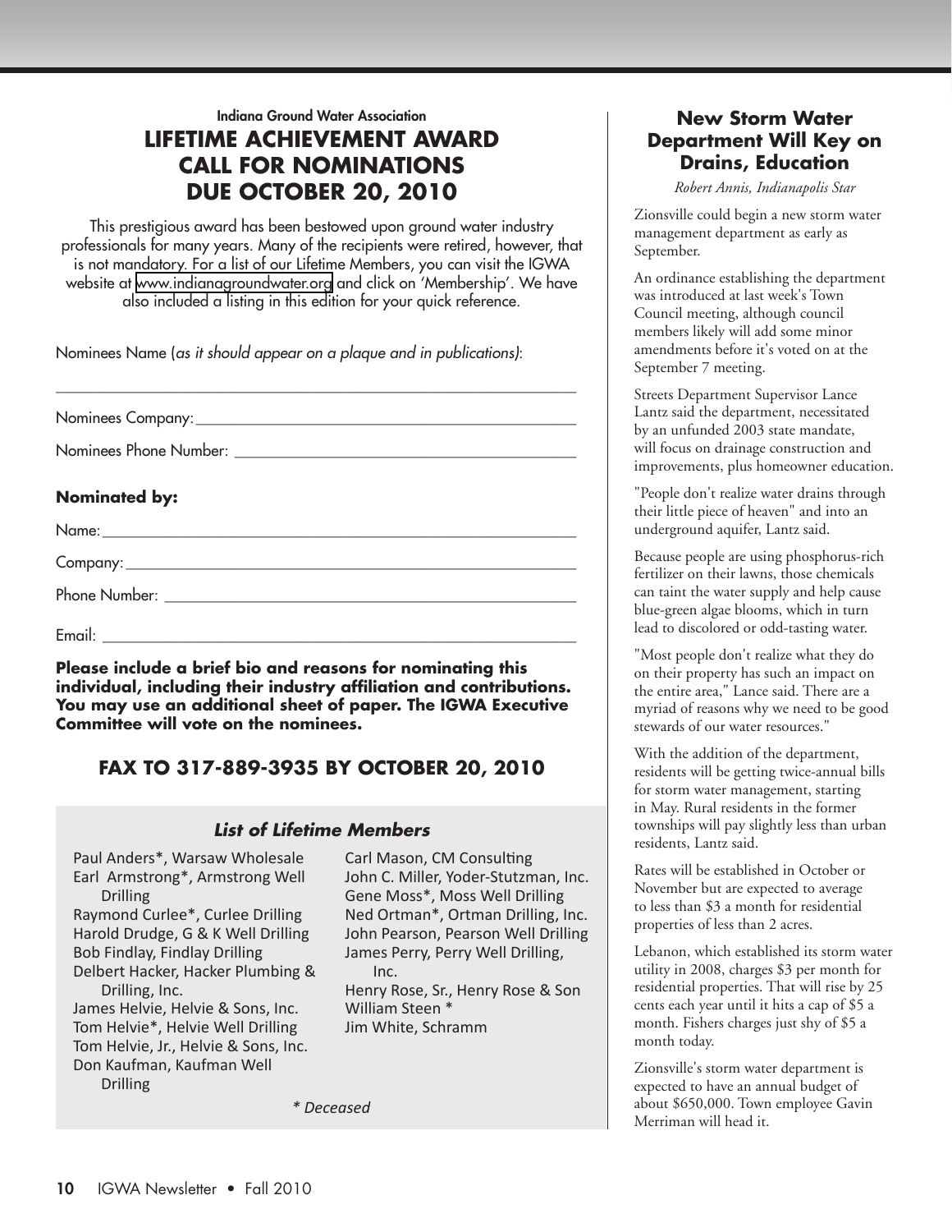Indiana Ground Water Association

# LIFETIME ACHIEVEMENT AWARD CALL FOR NOMINATIONS DUE OCTOBER 20, 2010

This prestigious award has been bestowed upon ground water industry professionals for many years. Many of the recipients were retired, however, that is not mandatory. For a list of our Lifetime Members, you can visit the IGWA website at www.indianagroundwater.org and click on 'Membership'. We have also included a listing in this edition for your quick reference.

Nominees Name (*as it should appear on a plaque and in publications*):

\_\_\_\_\_\_\_\_\_\_\_\_\_\_\_\_\_\_\_\_\_\_\_\_\_\_\_\_\_\_\_\_\_\_\_\_\_\_\_\_\_\_\_\_\_\_\_\_\_\_\_\_

Nominees Company: \_\_\_\_\_\_\_\_\_\_\_\_\_\_\_\_\_\_\_\_\_\_\_\_\_\_\_\_\_\_\_\_\_\_\_\_\_\_\_\_

Nominees Phone Number: \_\_\_\_\_\_\_\_\_\_\_\_\_\_\_\_\_\_\_\_\_\_\_\_\_\_\_\_\_\_\_\_\_\_\_\_

**Nominated by:**

Name: \_\_\_\_\_\_\_\_\_\_\_\_\_\_\_\_\_\_\_\_\_\_\_\_\_\_\_\_\_\_\_\_\_\_\_\_\_\_\_\_\_\_\_\_\_\_\_\_

Company: \_\_\_\_\_\_\_\_\_\_\_\_\_\_\_\_\_\_\_\_\_\_\_\_\_\_\_\_\_\_\_\_\_\_\_\_\_\_\_\_\_\_\_\_\_

Phone Number: \_\_\_\_\_\_\_\_\_\_\_\_\_\_\_\_\_\_\_\_\_\_\_\_\_\_\_\_\_\_\_\_\_\_\_\_\_\_\_\_\_

Email: \_\_\_\_\_\_\_\_\_\_\_\_\_\_\_\_\_\_\_\_\_\_\_\_\_\_\_\_\_\_\_\_\_\_\_\_\_\_\_\_\_\_\_\_\_\_\_\_

**Please include a brief bio and reasons for nominating this individual, including their industry affiliation and contributions. You may use an additional sheet of paper. The IGWA Executive Committee will vote on the nominees.**

## FAX TO 317-889-3935 BY OCTOBER 20, 2010

### *List of Lifetime Members*

- Paul Anders*, Warsaw Wholesale
- Earl Armstrong*, Armstrong Well Drilling
- Raymond Curlee*, Curlee Drilling
- Harold Drudge, G & K Well Drilling
- Bob Findlay, Findlay Drilling
- Delbert Hacker, Hacker Plumbing & Drilling, Inc.
- James Helvie, Helvie & Sons, Inc.
- Tom Helvie*, Helvie Well Drilling
- Tom Helvie, Jr., Helvie & Sons, Inc.
- Don Kaufman, Kaufman Well Drilling
- Carl Mason, CM Consulting
- John C. Miller, Yoder-Stutzman, Inc.
- Gene Moss*, Moss Well Drilling
- Ned Ortman*, Ortman Drilling, Inc.
- John Pearson, Pearson Well Drilling
- James Perry, Perry Well Drilling, Inc.
- Henry Rose, Sr., Henry Rose & Son
- William Steen *
- Jim White, Schramm

*\* Deceased*

# New Storm Water Department Will Key on Drains, Education

*Robert Annis, Indianapolis Star*

Zionsville could begin a new storm water management department as early as September.

An ordinance establishing the department was introduced at last week's Town Council meeting, although council members likely will add some minor amendments before it's voted on at the September 7 meeting.

Streets Department Supervisor Lance Lantz said the department, necessitated by an unfunded 2003 state mandate, will focus on drainage construction and improvements, plus homeowner education.

"People don't realize water drains through their little piece of heaven" and into an underground aquifer, Lantz said.

Because people are using phosphorus-rich fertilizer on their lawns, those chemicals can taint the water supply and help cause blue-green algae blooms, which in turn lead to discolored or odd-tasting water.

"Most people don't realize what they do on their property has such an impact on the entire area," Lance said. There are a myriad of reasons why we need to be good stewards of our water resources."

With the addition of the department, residents will be getting twice-annual bills for storm water management, starting in May. Rural residents in the former townships will pay slightly less than urban residents, Lantz said.

Rates will be established in October or November but are expected to average to less than $3 a month for residential properties of less than 2 acres.

Lebanon, which established its storm water utility in 2008, charges $3 per month for residential properties. That will rise by 25 cents each year until it hits a cap of $5 a month. Fishers charges just shy of $5 a month today.

Zionsville's storm water department is expected to have an annual budget of about $650,000. Town employee Gavin Merriman will head it.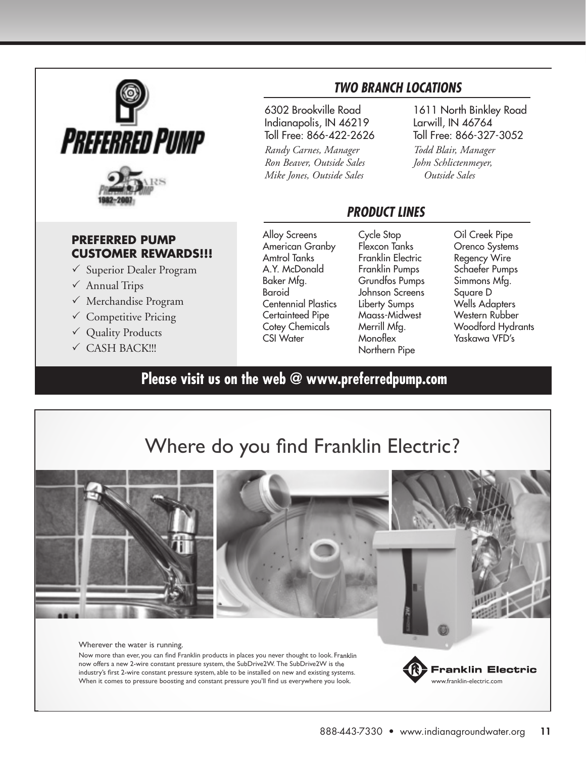# PREFERRED PUMP

25 YEARS PREFERRED PUMP 1982–2007

## TWO BRANCH LOCATIONS

6302 Brookville Road
Indianapolis, IN 46219
Toll Free: 866-422-2626
*Randy Carnes, Manager*
*Ron Beaver, Outside Sales*
*Mike Jones, Outside Sales*

1611 North Binkley Road
Larwill, IN 46764
Toll Free: 866-327-3052
*Todd Blair, Manager*
*John Schlictenmeyer, Outside Sales*

### PREFERRED PUMP CUSTOMER REWARDS!!!

- ✓ Superior Dealer Program
- ✓ Annual Trips
- ✓ Merchandise Program
- ✓ Competitive Pricing
- ✓ Quality Products
- ✓ CASH BACK!!!

## PRODUCT LINES

Alloy Screens
American Granby
Amtrol Tanks
A.Y. McDonald
Baker Mfg.
Baroid
Centennial Plastics
Certainteed Pipe
Cotey Chemicals
CSI Water
Cycle Stop
Flexcon Tanks
Franklin Electric
Franklin Pumps
Grundfos Pumps
Johnson Screens
Liberty Sumps
Maass-Midwest
Merrill Mfg.
Monoflex
Northern Pipe
Oil Creek Pipe
Orenco Systems
Regency Wire
Schaefer Pumps
Simmons Mfg.
Square D
Wells Adapters
Western Rubber
Woodford Hydrants
Yaskawa VFD's

**Please visit us on the web @ www.preferredpump.com**

# Where do you find Franklin Electric?

Wherever the water is running.

Now more than ever, you can find Franklin products in places you never thought to look. Franklin now offers a new 2-wire constant pressure system, the SubDrive2W. The SubDrive2W is the industry's first 2-wire constant pressure system, able to be installed on new and existing systems. When it comes to pressure boosting and constant pressure you'll find us everywhere you look.

Franklin Electric
www.franklin-electric.com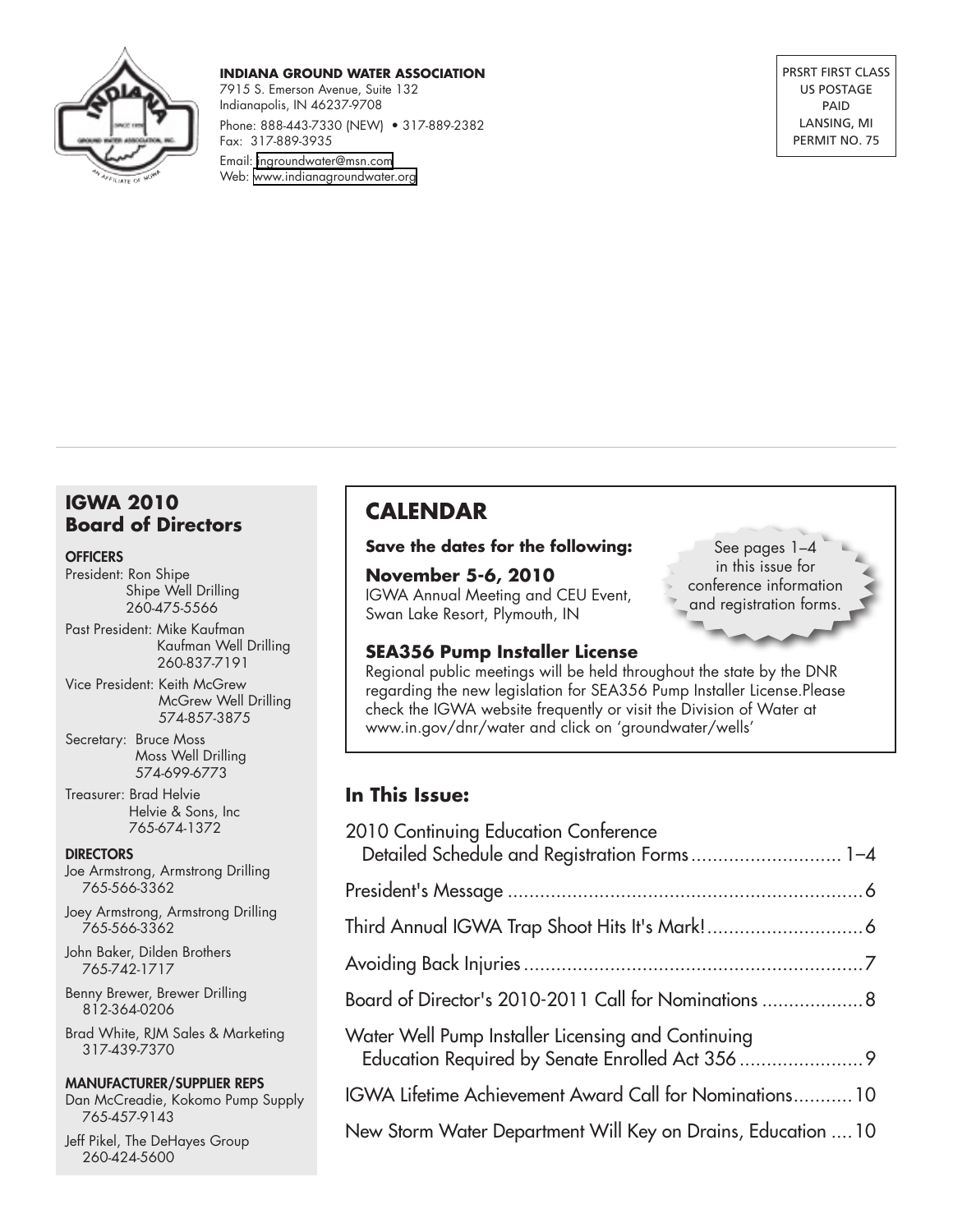**INDIANA GROUND WATER ASSOCIATION**
7915 S. Emerson Avenue, Suite 132
Indianapolis, IN 46237-9708
Phone: 888-443-7330 (NEW) • 317-889-2382
Fax: 317-889-3935
Email: ingroundwater@msn.com
Web: www.indianagroundwater.org

PRSRT FIRST CLASS
US POSTAGE
PAID
LANSING, MI
PERMIT NO. 75

## IGWA 2010 Board of Directors

**OFFICERS**

President: Ron Shipe
Shipe Well Drilling
260-475-5566

Past President: Mike Kaufman
Kaufman Well Drilling
260-837-7191

Vice President: Keith McGrew
McGrew Well Drilling
574-857-3875

Secretary: Bruce Moss
Moss Well Drilling
574-699-6773

Treasurer: Brad Helvie
Helvie & Sons, Inc
765-674-1372

**DIRECTORS**

Joe Armstrong, Armstrong Drilling
765-566-3362

Joey Armstrong, Armstrong Drilling
765-566-3362

John Baker, Dilden Brothers
765-742-1717

Benny Brewer, Brewer Drilling
812-364-0206

Brad White, RJM Sales & Marketing
317-439-7370

**MANUFACTURER/SUPPLIER REPS**

Dan McCreadie, Kokomo Pump Supply
765-457-9143

Jeff Pikel, The DeHayes Group
260-424-5600

## CALENDAR

**Save the dates for the following:**

**November 5-6, 2010**
IGWA Annual Meeting and CEU Event, Swan Lake Resort, Plymouth, IN

See pages 1–4 in this issue for conference information and registration forms.

**SEA356 Pump Installer License**
Regional public meetings will be held throughout the state by the DNR regarding the new legislation for SEA356 Pump Installer License.Please check the IGWA website frequently or visit the Division of Water at www.in.gov/dnr/water and click on 'groundwater/wells'

## In This Issue:

2010 Continuing Education Conference Detailed Schedule and Registration Forms ............................ 1–4

President's Message ................................................................ 6

Third Annual IGWA Trap Shoot Hits It's Mark! ............................. 6

Avoiding Back Injuries ............................................................... 7

Board of Director's 2010-2011 Call for Nominations ................... 8

Water Well Pump Installer Licensing and Continuing Education Required by Senate Enrolled Act 356 ....................... 9

IGWA Lifetime Achievement Award Call for Nominations........... 10

New Storm Water Department Will Key on Drains, Education .... 10